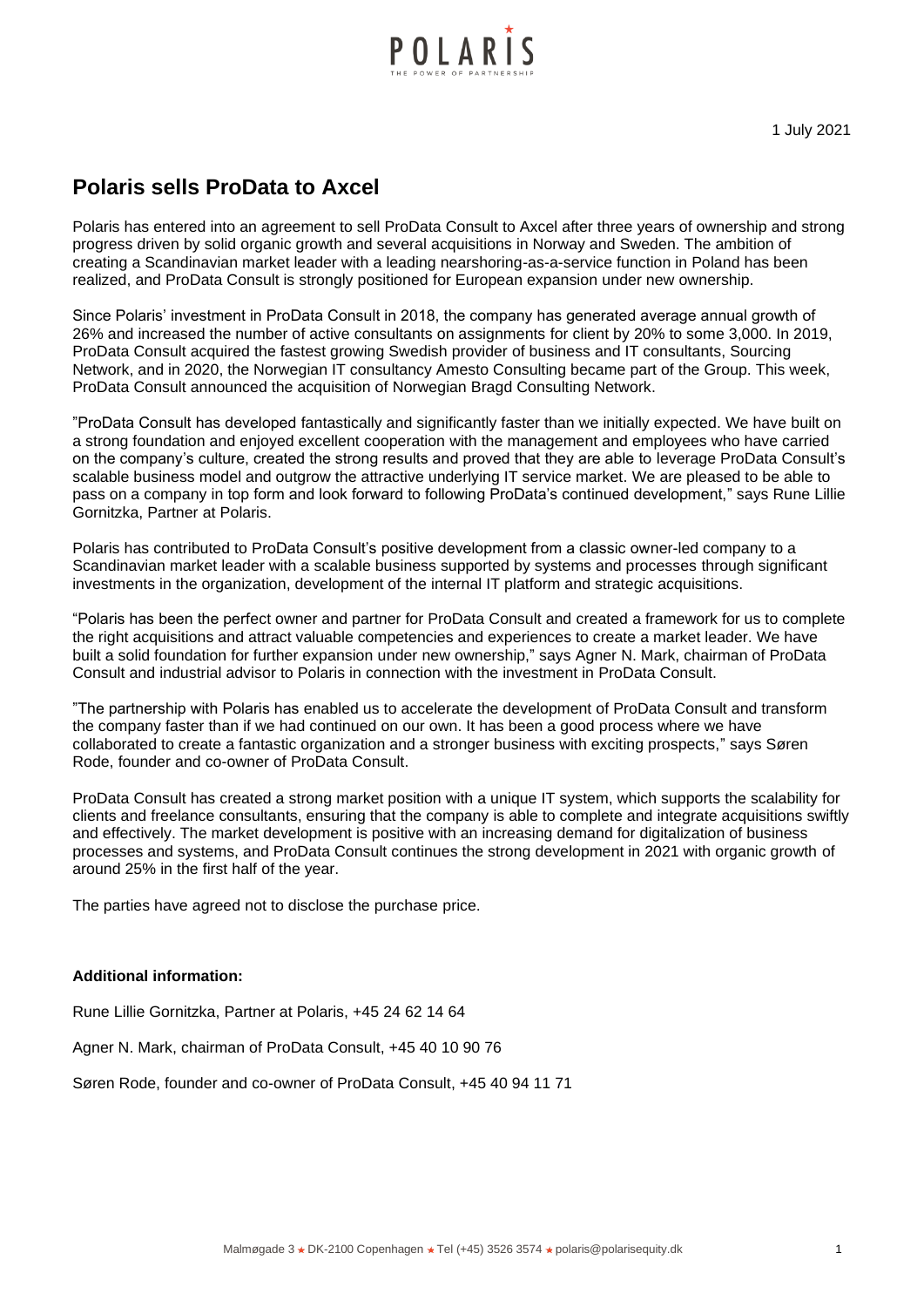POLARIS

THE POWER OF PARTNERSHIP

1 July 2021

# Polaris sells ProData to Axcel

Polaris has entered into an agreement to sell ProData Consult to Axcel after three years of ownership and strong progress driven by solid organic growth and several acquisitions in Norway and Sweden. The ambition of creating a Scandinavian market leader with a leading nearshoring-as-a-service function in Poland has been realized, and ProData Consult is strongly positioned for European expansion under new ownership.

Since Polaris' investment in ProData Consult in 2018, the company has generated average annual growth of 26% and increased the number of active consultants on assignments for client by 20% to some 3,000. In 2019, ProData Consult acquired the fastest growing Swedish provider of business and IT consultants, Sourcing Network, and in 2020, the Norwegian IT consultancy Amesto Consulting became part of the Group. This week, ProData Consult announced the acquisition of Norwegian Bragd Consulting Network.

"ProData Consult has developed fantastically and significantly faster than we initially expected. We have built on a strong foundation and enjoyed excellent cooperation with the management and employees who have carried on the company's culture, created the strong results and proved that they are able to leverage ProData Consult's scalable business model and outgrow the attractive underlying IT service market. We are pleased to be able to pass on a company in top form and look forward to following ProData's continued development," says Rune Lillie Gornitzka, Partner at Polaris.

Polaris has contributed to ProData Consult's positive development from a classic owner-led company to a Scandinavian market leader with a scalable business supported by systems and processes through significant investments in the organization, development of the internal IT platform and strategic acquisitions.

"Polaris has been the perfect owner and partner for ProData Consult and created a framework for us to complete the right acquisitions and attract valuable competencies and experiences to create a market leader. We have built a solid foundation for further expansion under new ownership," says Agner N. Mark, chairman of ProData Consult and industrial advisor to Polaris in connection with the investment in ProData Consult.

"The partnership with Polaris has enabled us to accelerate the development of ProData Consult and transform the company faster than if we had continued on our own. It has been a good process where we have collaborated to create a fantastic organization and a stronger business with exciting prospects," says Søren Rode, founder and co-owner of ProData Consult.

ProData Consult has created a strong market position with a unique IT system, which supports the scalability for clients and freelance consultants, ensuring that the company is able to complete and integrate acquisitions swiftly and effectively. The market development is positive with an increasing demand for digitalization of business processes and systems, and ProData Consult continues the strong development in 2021 with organic growth of around 25% in the first half of the year.

The parties have agreed not to disclose the purchase price.

**Additional information:**

Rune Lillie Gornitzka, Partner at Polaris, +45 24 62 14 64

Agner N. Mark, chairman of ProData Consult, +45 40 10 90 76

Søren Rode, founder and co-owner of ProData Consult, +45 40 94 11 71

Malmøgade 3 ★ DK-2100 Copenhagen ★ Tel (+45) 3526 3574 ★ polaris@polarisequity.dk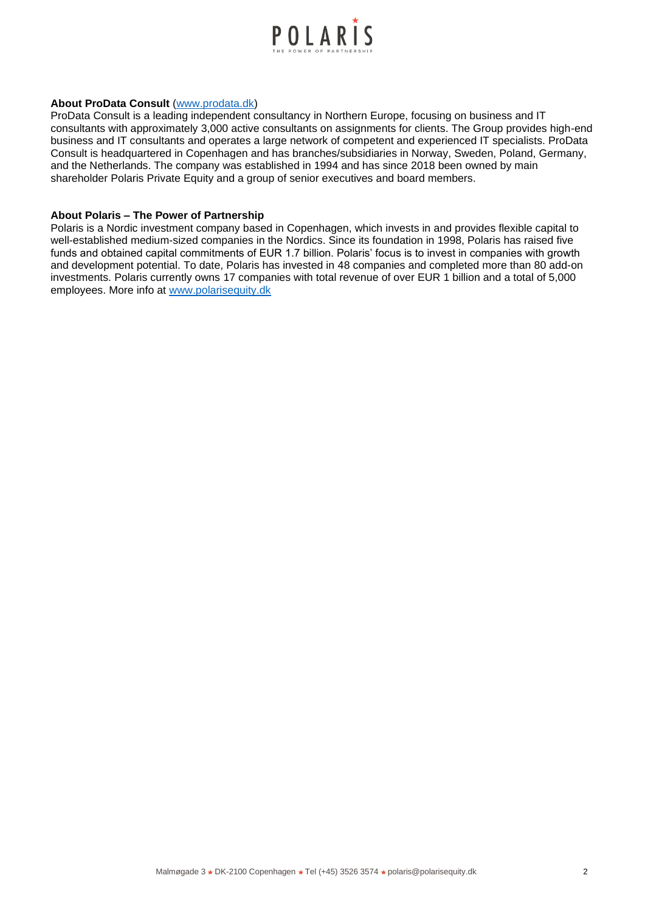**About ProData Consult** (www.prodata.dk)

ProData Consult is a leading independent consultancy in Northern Europe, focusing on business and IT consultants with approximately 3,000 active consultants on assignments for clients. The Group provides high-end business and IT consultants and operates a large network of competent and experienced IT specialists. ProData Consult is headquartered in Copenhagen and has branches/subsidiaries in Norway, Sweden, Poland, Germany, and the Netherlands. The company was established in 1994 and has since 2018 been owned by main shareholder Polaris Private Equity and a group of senior executives and board members.

**About Polaris – The Power of Partnership**

Polaris is a Nordic investment company based in Copenhagen, which invests in and provides flexible capital to well-established medium-sized companies in the Nordics. Since its foundation in 1998, Polaris has raised five funds and obtained capital commitments of EUR 1.7 billion. Polaris' focus is to invest in companies with growth and development potential. To date, Polaris has invested in 48 companies and completed more than 80 add-on investments. Polaris currently owns 17 companies with total revenue of over EUR 1 billion and a total of 5,000 employees. More info at www.polarisequity.dk